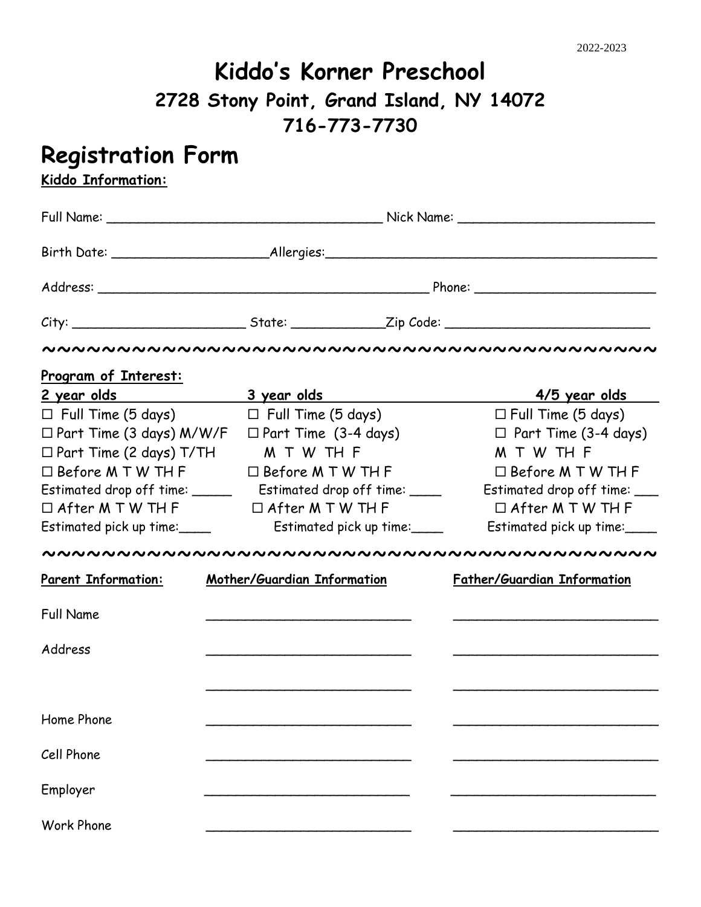2022-2023

# Kiddo's Korner Preschool

## 2728 Stony Point, Grand Island, NY 14072

## 716-773-7730

# Registration Form

**Kiddo Information:**

Full Name: ______________________________ Nick Name: ______________________

Birth Date: __________________ Allergies: ____________________________________

Address: ____________________________________ Phone: ____________________

City: ____________________ State: __________ Zip Code: ______________________

~~~~~~~~~~~~~~~~~~~~~~~~~~~~~~~~~~~~~~~~~~~~~~~~

**Program of Interest:**

| 2 year olds | 3 year olds | 4/5 year olds |
|---|---|---|
| ☐ Full Time (5 days) | ☐ Full Time (5 days) | ☐ Full Time (5 days) |
| ☐ Part Time (3 days) M/W/F | ☐ Part Time (3-4 days) | ☐ Part Time (3-4 days) |
| ☐ Part Time (2 days) T/TH | M T W TH F | M T W TH F |
| ☐ Before M T W TH F | ☐ Before M T W TH F | ☐ Before M T W TH F |
| Estimated drop off time: _____ | Estimated drop off time: ____ | Estimated drop off time: ___ |
| ☐ After M T W TH F | ☐ After M T W TH F | ☐ After M T W TH F |
| Estimated pick up time:____ | Estimated pick up time:____ | Estimated pick up time:____ |

~~~~~~~~~~~~~~~~~~~~~~~~~~~~~~~~~~~~~~~~~~~~~~~~

| **Parent Information:** | **Mother/Guardian Information** | **Father/Guardian Information** |
|---|---|---|
| Full Name | ______________________ | ______________________ |
| Address | ______________________ | ______________________ |
| | ______________________ | ______________________ |
| Home Phone | ______________________ | ______________________ |
| Cell Phone | ______________________ | ______________________ |
| Employer | ______________________ | ______________________ |
| Work Phone | ______________________ | ______________________ |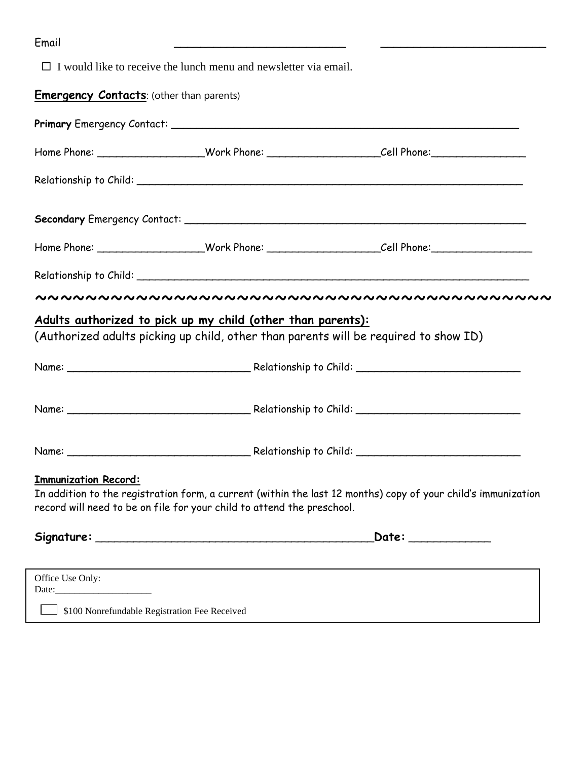Email ___________________________ ___________________________

☐ I would like to receive the lunch menu and newsletter via email.

**Emergency Contacts**: (other than parents)

**Primary** Emergency Contact: ___________________________________________________________

Home Phone: _________________Work Phone: __________________Cell Phone:_______________

Relationship to Child: ___________________________________________________________

**Secondary** Emergency Contact: ___________________________________________________________

Home Phone: _________________Work Phone: __________________Cell Phone:________________

Relationship to Child: ___________________________________________________________

~~~~~~~~~~~~~~~~~~~~~~~~~~~~~~~~~~~~~~~~~~~~~~~

**Adults authorized to pick up my child (other than parents):**

(Authorized adults picking up child, other than parents will be required to show ID)

Name: _____________________________ Relationship to Child: __________________________

Name: _____________________________ Relationship to Child: __________________________

Name: _____________________________ Relationship to Child: __________________________

**Immunization Record:**

In addition to the registration form, a current (within the last 12 months) copy of your child's immunization record will need to be on file for your child to attend the preschool.

**Signature:** ___________________________________________**Date:** ____________

Office Use Only:
Date:____________________

☐ $100 Nonrefundable Registration Fee Received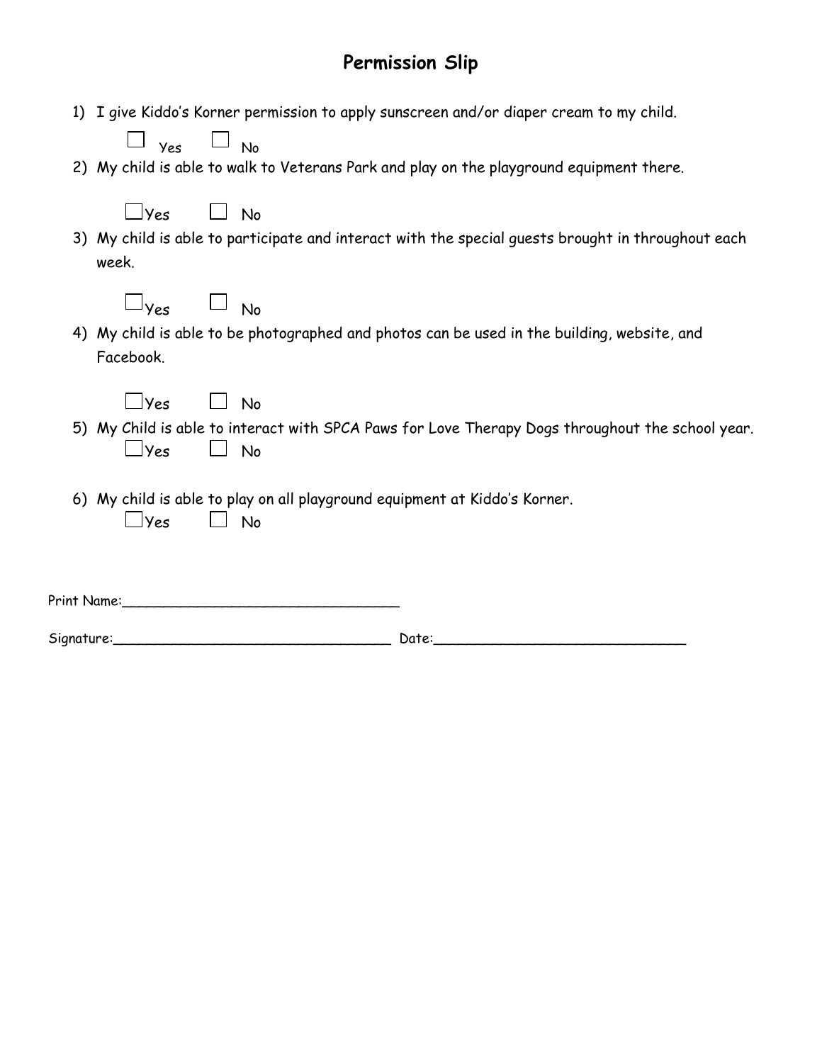# Permission Slip

1) I give Kiddo's Korner permission to apply sunscreen and/or diaper cream to my child.

   ☐ Yes ☐ No

2) My child is able to walk to Veterans Park and play on the playground equipment there.

   ☐ Yes ☐ No

3) My child is able to participate and interact with the special guests brought in throughout each week.

   ☐ Yes ☐ No

4) My child is able to be photographed and photos can be used in the building, website, and Facebook.

   ☐ Yes ☐ No

5) My Child is able to interact with SPCA Paws for Love Therapy Dogs throughout the school year.

   ☐ Yes ☐ No

6) My child is able to play on all playground equipment at Kiddo's Korner.

   ☐ Yes ☐ No

Print Name:_________________________________

Signature:_________________________________ Date:______________________________